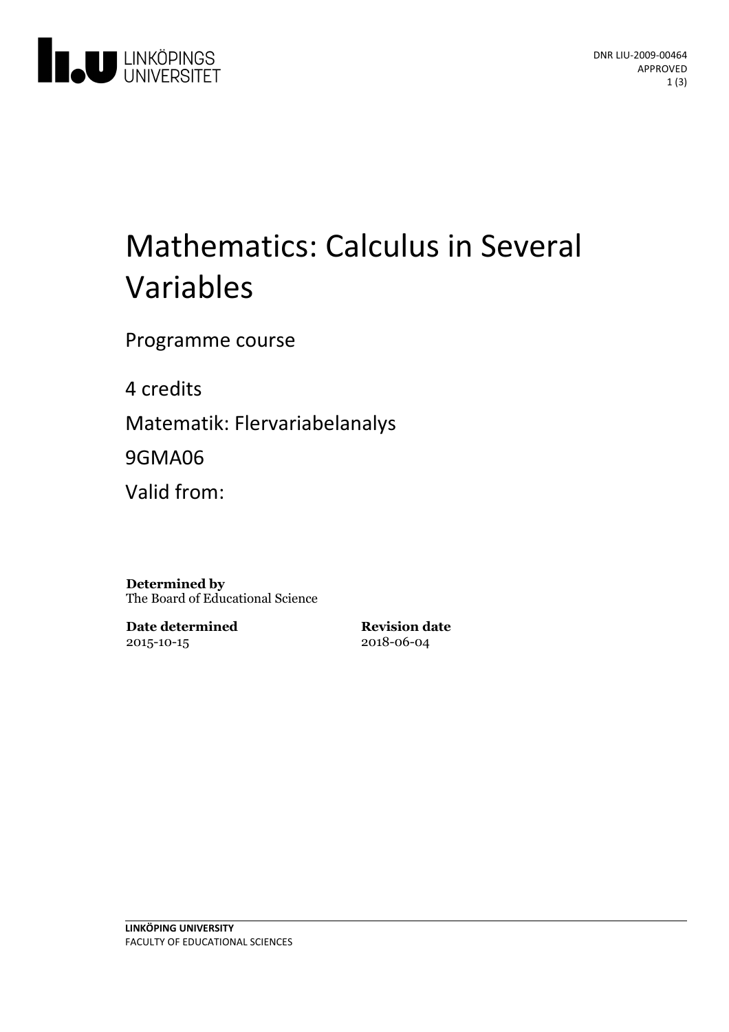DNR LIU-2009-00464
APPROVED

# Mathematics: Calculus in Several Variables

Programme course

4 credits

Matematik: Flervariabelanalys

9GMA06

Valid from:

**Determined by**
The Board of Educational Science

**Date determined**
2015-10-15

**Revision date**
2018-06-04

**LINKÖPING UNIVERSITY**
FACULTY OF EDUCATIONAL SCIENCES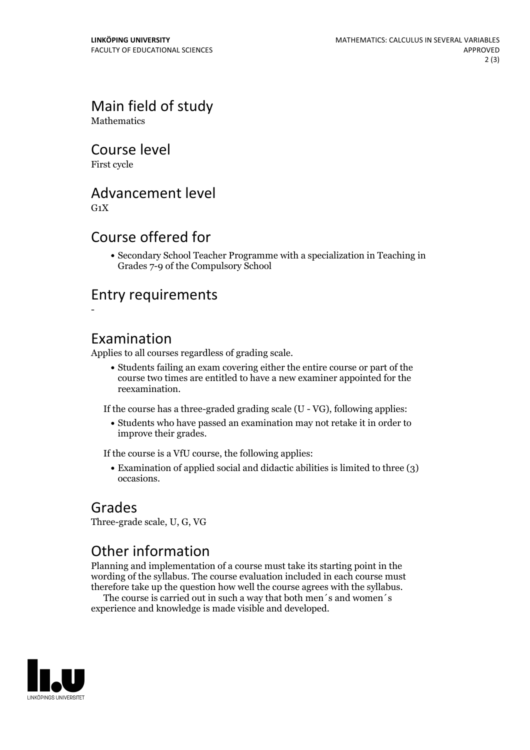## Main field of study
Mathematics

## Course level
First cycle

## Advancement level
G1X

## Course offered for

- Secondary School Teacher Programme with a specialization in Teaching in Grades 7-9 of the Compulsory School

## Entry requirements
-

## Examination
Applies to all courses regardless of grading scale.

- Students failing an exam covering either the entire course or part of the course two times are entitled to have a new examiner appointed for the reexamination.

If the course has a three-graded grading scale (U - VG), following applies:

- Students who have passed an examination may not retake it in order to improve their grades.

If the course is a VfU course, the following applies:

- Examination of applied social and didactic abilities is limited to three (3) occasions.

## Grades
Three-grade scale, U, G, VG

## Other information
Planning and implementation of a course must take its starting point in the wording of the syllabus. The course evaluation included in each course must therefore take up the question how well the course agrees with the syllabus.

The course is carried out in such a way that both men´s and women´s experience and knowledge is made visible and developed.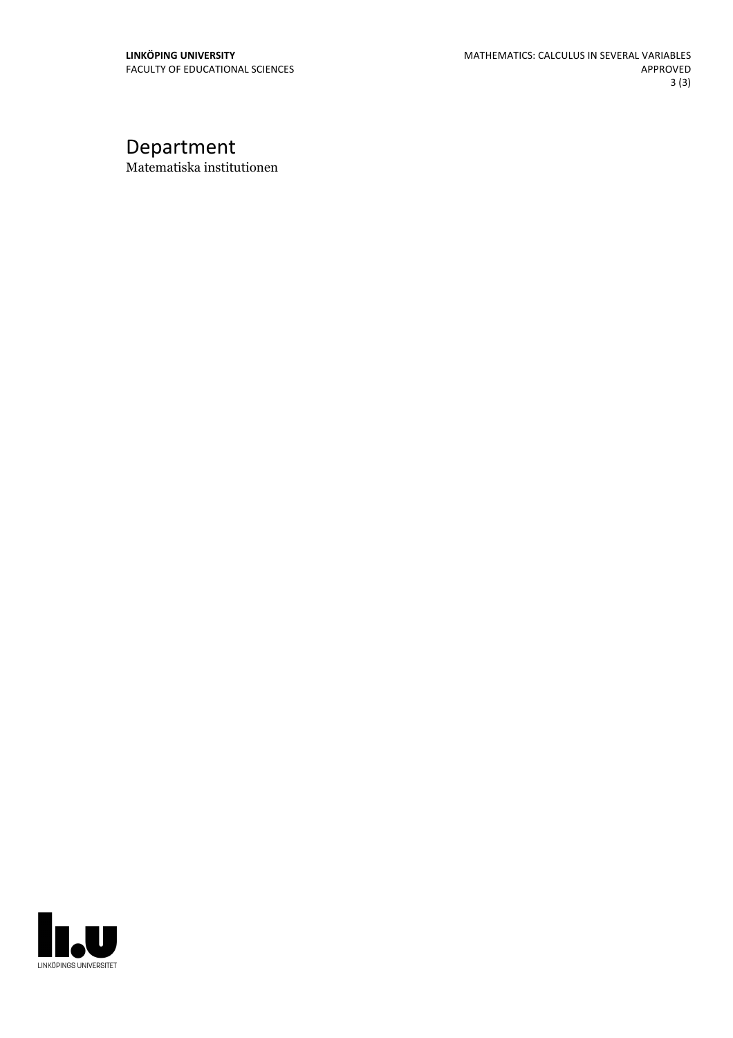# Department

Matematiska institutionen